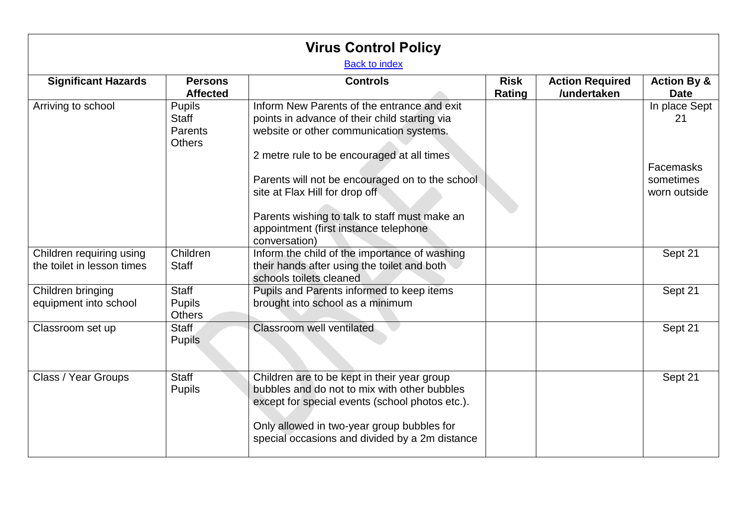# Virus Control Policy

[Back to index]

| Significant Hazards | Persons Affected | Controls | Risk Rating | Action Required /undertaken | Action By & Date |
|---|---|---|---|---|---|
| Arriving to school | Pupils<br>Staff<br>Parents<br>Others | Inform New Parents of the entrance and exit points in advance of their child starting via website or other communication systems.<br><br>2 metre rule to be encouraged at all times<br><br>Parents will not be encouraged on to the school site at Flax Hill for drop off<br><br>Parents wishing to talk to staff must make an appointment (first instance telephone conversation) | | | In place Sept 21<br><br>Facemasks sometimes worn outside |
| Children requiring using the toilet in lesson times | Children<br>Staff | Inform the child of the importance of washing their hands after using the toilet and both schools toilets cleaned | | | Sept 21 |
| Children bringing equipment into school | Staff<br>Pupils<br>Others | Pupils and Parents informed to keep items brought into school as a minimum | | | Sept 21 |
| Classroom set up | Staff<br>Pupils | Classroom well ventilated | | | Sept 21 |
| Class / Year Groups | Staff<br>Pupils | Children are to be kept in their year group bubbles and do not to mix with other bubbles except for special events (school photos etc.).<br><br>Only allowed in two-year group bubbles for special occasions and divided by a 2m distance | | | Sept 21 |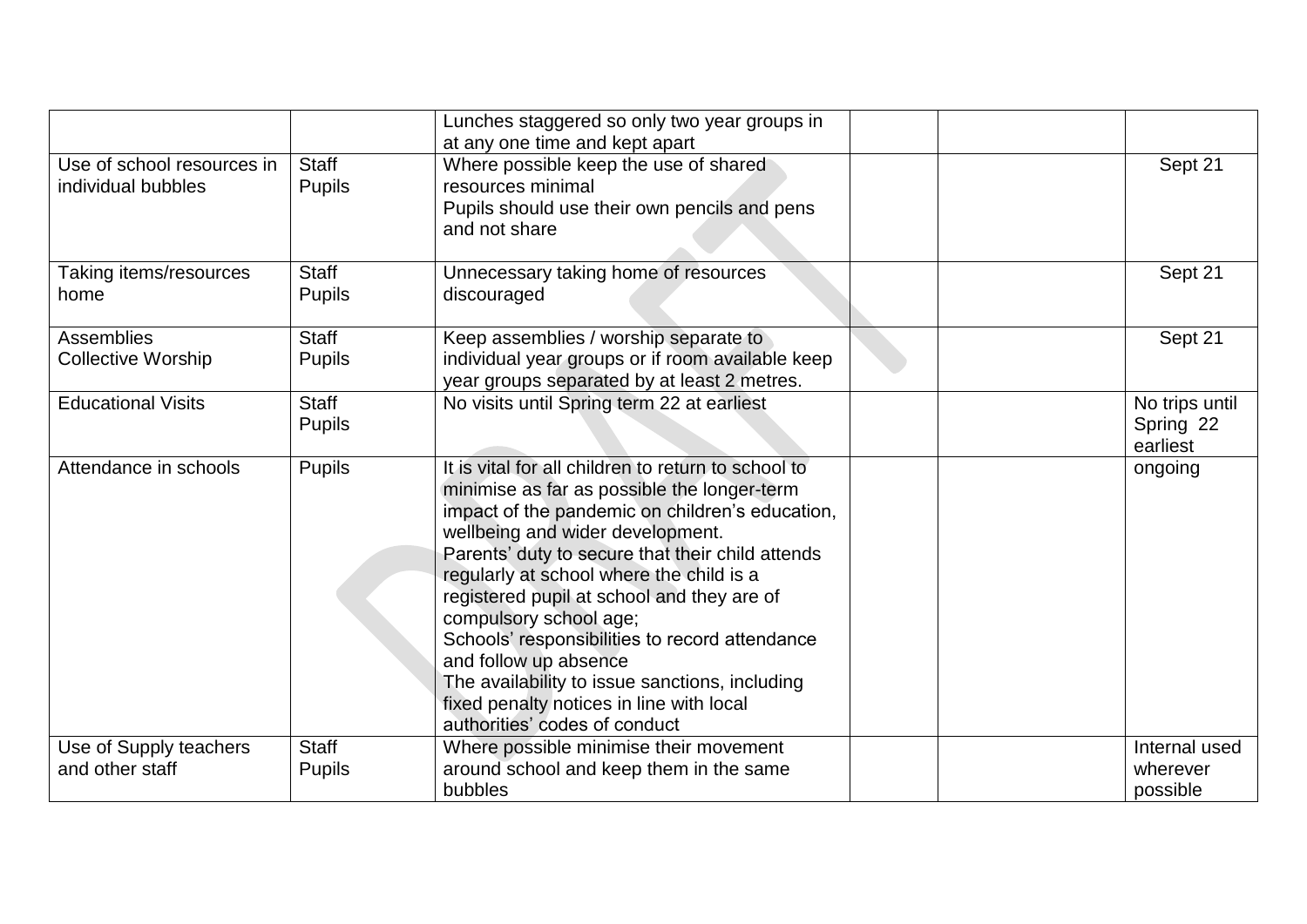| | | | | | |
|---|---|---|---|---|---|
| | | Lunches staggered so only two year groups in at any one time and kept apart | | | |
| Use of school resources in individual bubbles | Staff<br>Pupils | Where possible keep the use of shared resources minimal<br>Pupils should use their own pencils and pens and not share | | | Sept 21 |
| Taking items/resources home | Staff<br>Pupils | Unnecessary taking home of resources discouraged | | | Sept 21 |
| Assemblies<br>Collective Worship | Staff<br>Pupils | Keep assemblies / worship separate to individual year groups or if room available keep year groups separated by at least 2 metres. | | | Sept 21 |
| Educational Visits | Staff<br>Pupils | No visits until Spring term 22 at earliest | | | No trips until Spring 22 earliest |
| Attendance in schools | Pupils | It is vital for all children to return to school to minimise as far as possible the longer-term impact of the pandemic on children's education, wellbeing and wider development.<br>Parents' duty to secure that their child attends regularly at school where the child is a registered pupil at school and they are of compulsory school age;<br>Schools' responsibilities to record attendance and follow up absence<br>The availability to issue sanctions, including fixed penalty notices in line with local authorities' codes of conduct | | | ongoing |
| Use of Supply teachers and other staff | Staff<br>Pupils | Where possible minimise their movement around school and keep them in the same bubbles | | | Internal used wherever possible |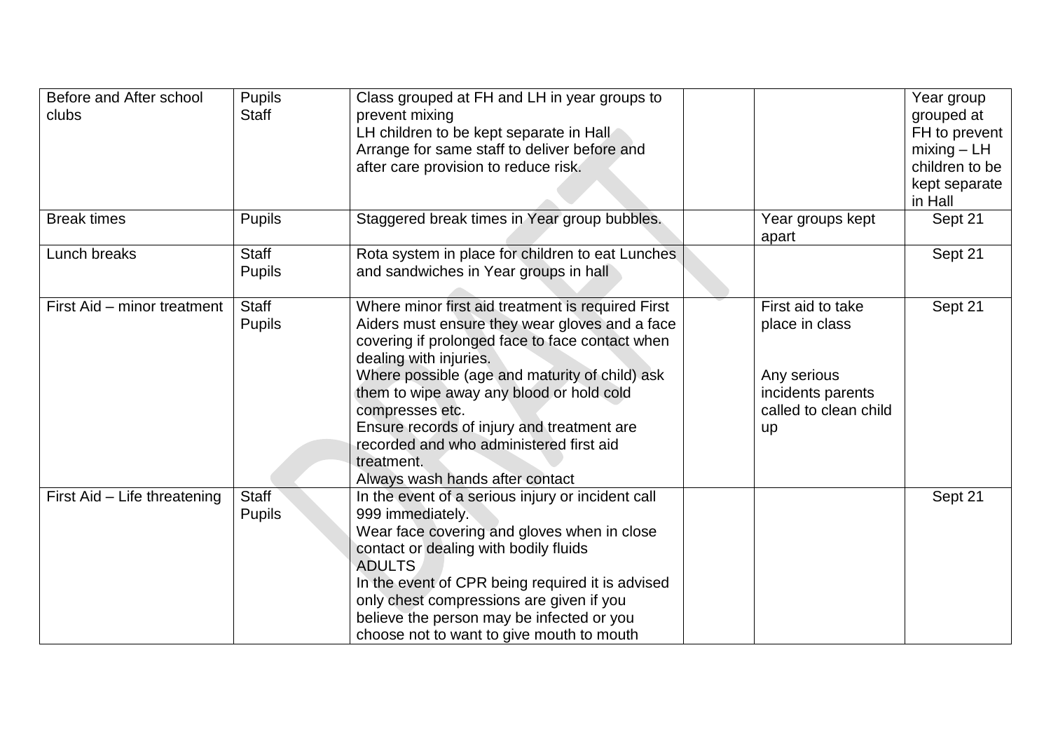| Before and After school clubs | Pupils<br>Staff | Class grouped at FH and LH in year groups to prevent mixing<br>LH children to be kept separate in Hall<br>Arrange for same staff to deliver before and after care provision to reduce risk. | | | Year group grouped at FH to prevent mixing – LH children to be kept separate in Hall |
|---|---|---|---|---|---|
| Break times | Pupils | Staggered break times in Year group bubbles. | | Year groups kept apart | Sept 21 |
| Lunch breaks | Staff<br>Pupils | Rota system in place for children to eat Lunches and sandwiches in Year groups in hall | | | Sept 21 |
| First Aid – minor treatment | Staff<br>Pupils | Where minor first aid treatment is required First Aiders must ensure they wear gloves and a face covering if prolonged face to face contact when dealing with injuries.<br>Where possible (age and maturity of child) ask them to wipe away any blood or hold cold compresses etc.<br>Ensure records of injury and treatment are recorded and who administered first aid treatment.<br>Always wash hands after contact | | First aid to take place in class<br><br>Any serious incidents parents called to clean child up | Sept 21 |
| First Aid – Life threatening | Staff<br>Pupils | In the event of a serious injury or incident call 999 immediately.<br>Wear face covering and gloves when in close contact or dealing with bodily fluids<br>ADULTS<br>In the event of CPR being required it is advised only chest compressions are given if you believe the person may be infected or you choose not to want to give mouth to mouth | | | Sept 21 |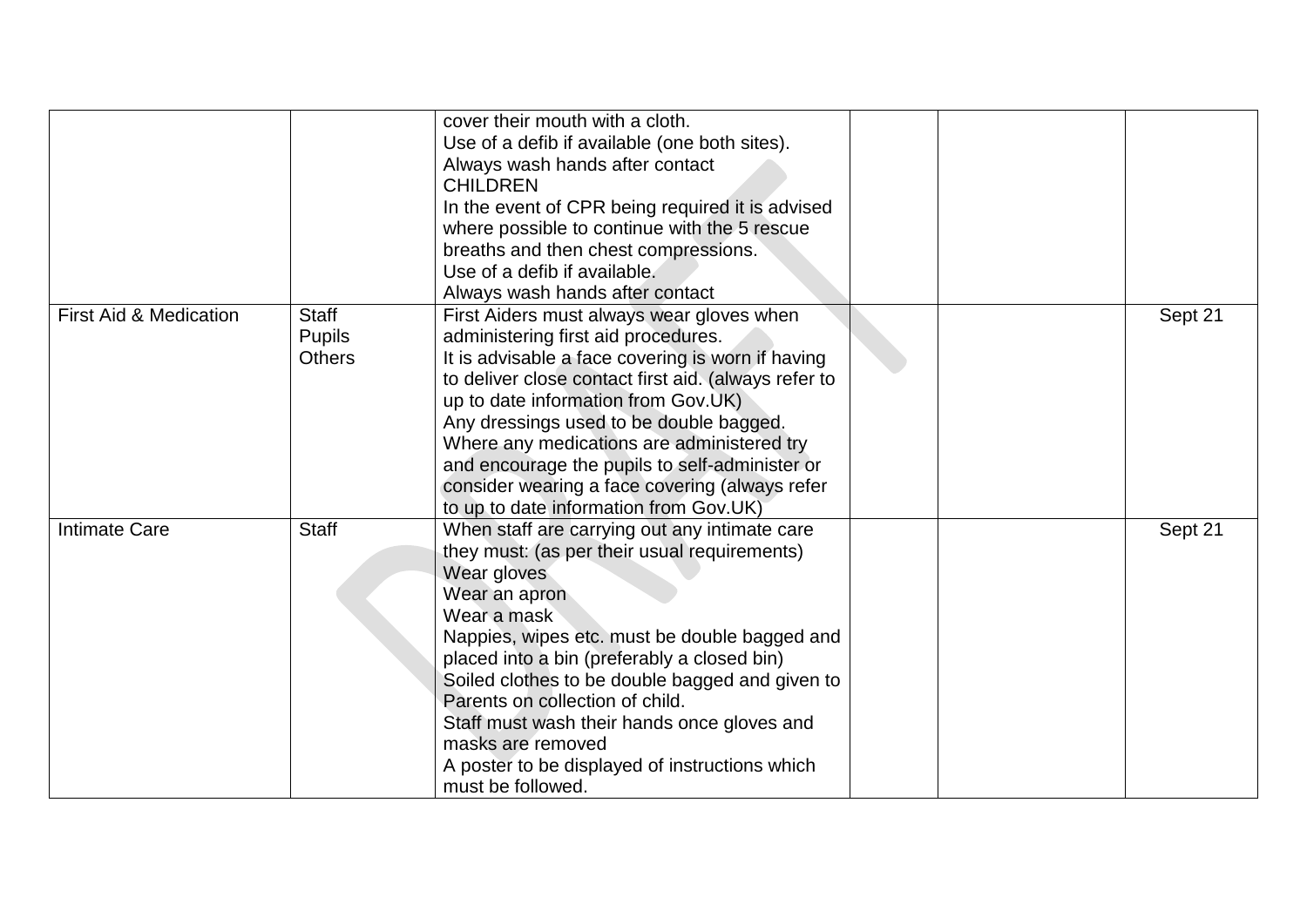| | | | | | |
|---|---|---|---|---|---|
| | | cover their mouth with a cloth.<br>Use of a defib if available (one both sites).<br>Always wash hands after contact<br>CHILDREN<br>In the event of CPR being required it is advised where possible to continue with the 5 rescue breaths and then chest compressions.<br>Use of a defib if available.<br>Always wash hands after contact | | | |
| First Aid & Medication | Staff<br>Pupils<br>Others | First Aiders must always wear gloves when administering first aid procedures.<br>It is advisable a face covering is worn if having to deliver close contact first aid. (always refer to up to date information from Gov.UK)<br>Any dressings used to be double bagged.<br>Where any medications are administered try and encourage the pupils to self-administer or consider wearing a face covering (always refer to up to date information from Gov.UK) | | | Sept 21 |
| Intimate Care | Staff | When staff are carrying out any intimate care they must: (as per their usual requirements)<br>Wear gloves<br>Wear an apron<br>Wear a mask<br>Nappies, wipes etc. must be double bagged and placed into a bin (preferably a closed bin)<br>Soiled clothes to be double bagged and given to Parents on collection of child.<br>Staff must wash their hands once gloves and masks are removed<br>A poster to be displayed of instructions which must be followed. | | | Sept 21 |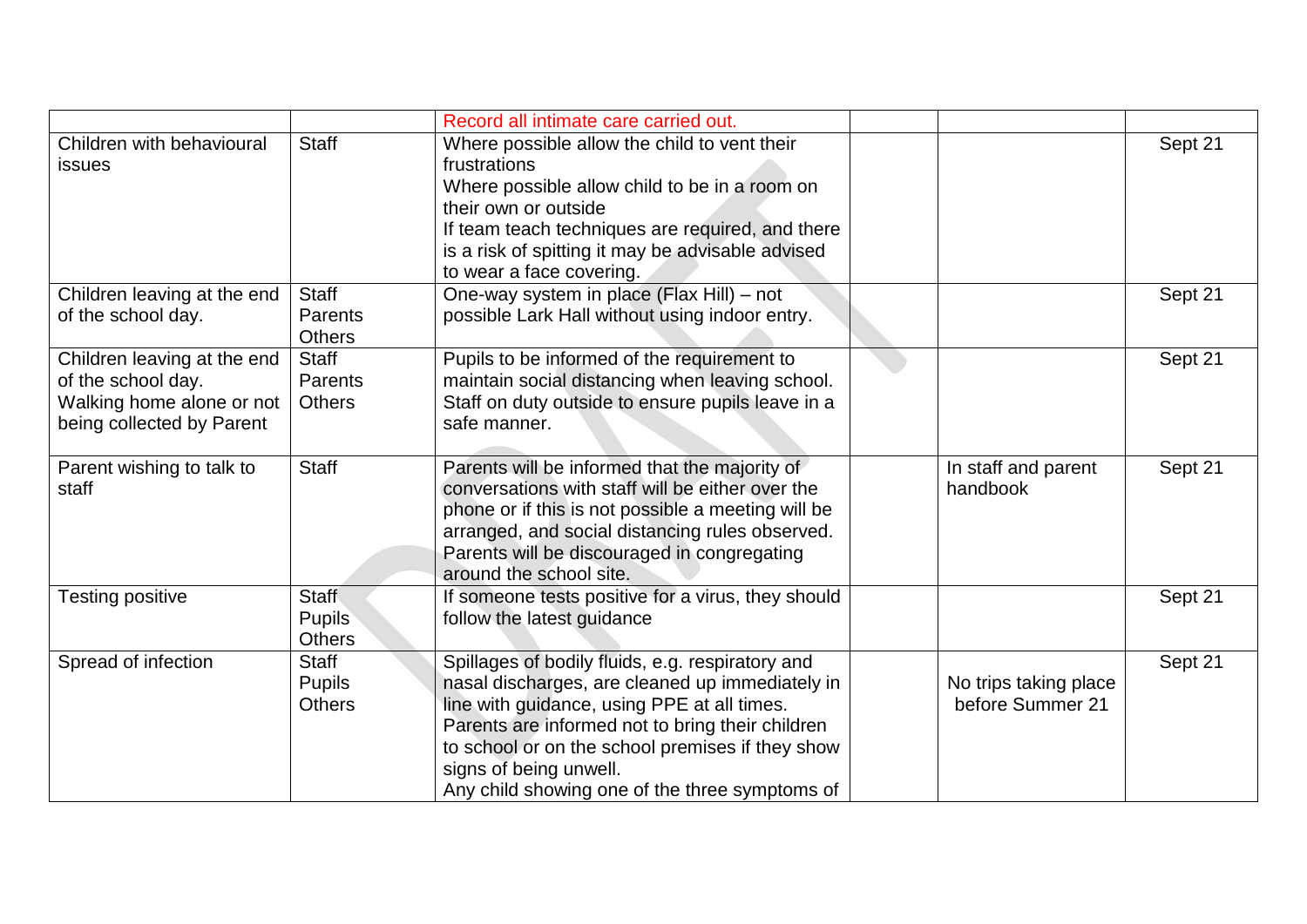| | | Record all intimate care carried out. | | | |
|---|---|---|---|---|---|
| Children with behavioural issues | Staff | Where possible allow the child to vent their frustrations<br>Where possible allow child to be in a room on their own or outside<br>If team teach techniques are required, and there is a risk of spitting it may be advisable advised to wear a face covering. | | | Sept 21 |
| Children leaving at the end of the school day. | Staff<br>Parents<br>Others | One-way system in place (Flax Hill) – not possible Lark Hall without using indoor entry. | | | Sept 21 |
| Children leaving at the end of the school day.<br>Walking home alone or not being collected by Parent | Staff<br>Parents<br>Others | Pupils to be informed of the requirement to maintain social distancing when leaving school.<br>Staff on duty outside to ensure pupils leave in a safe manner. | | | Sept 21 |
| Parent wishing to talk to staff | Staff | Parents will be informed that the majority of conversations with staff will be either over the phone or if this is not possible a meeting will be arranged, and social distancing rules observed.<br>Parents will be discouraged in congregating around the school site. | | In staff and parent handbook | Sept 21 |
| Testing positive | Staff<br>Pupils<br>Others | If someone tests positive for a virus, they should follow the latest guidance | | | Sept 21 |
| Spread of infection | Staff<br>Pupils<br>Others | Spillages of bodily fluids, e.g. respiratory and nasal discharges, are cleaned up immediately in line with guidance, using PPE at all times.<br>Parents are informed not to bring their children to school or on the school premises if they show signs of being unwell.<br>Any child showing one of the three symptoms of | | No trips taking place before Summer 21 | Sept 21 |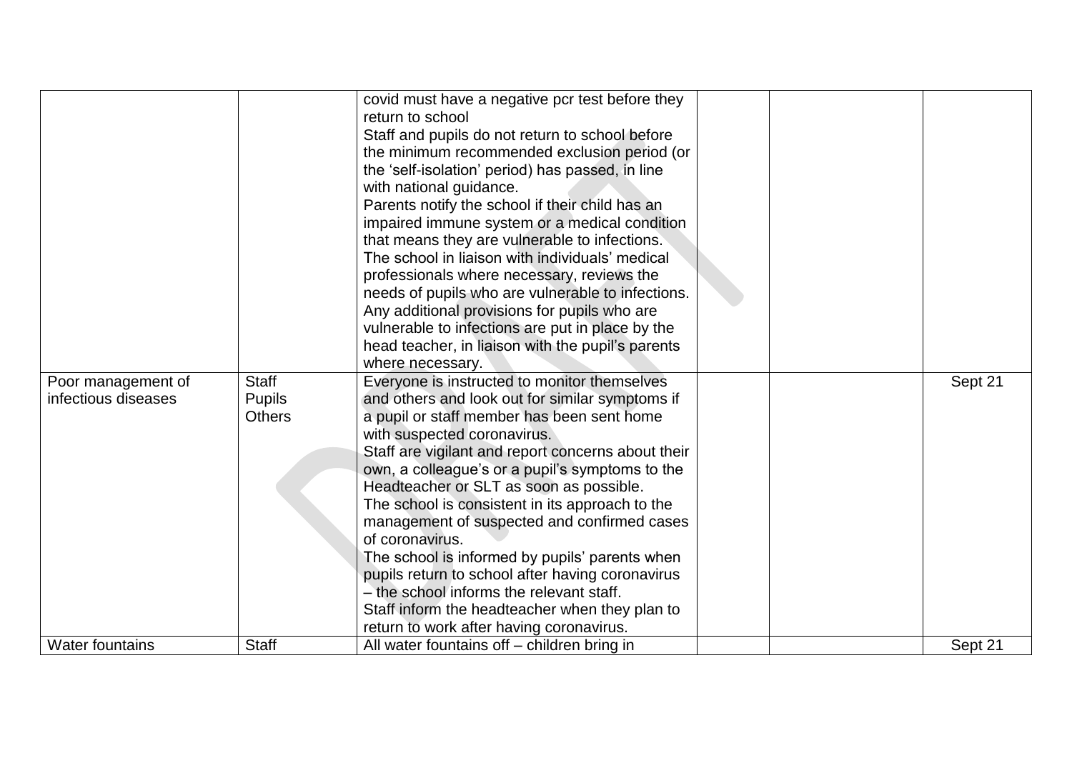| | | | | | |
|---|---|---|---|---|---|
| | | covid must have a negative pcr test before they return to school<br>Staff and pupils do not return to school before the minimum recommended exclusion period (or the 'self-isolation' period) has passed, in line with national guidance.<br>Parents notify the school if their child has an impaired immune system or a medical condition that means they are vulnerable to infections.<br>The school in liaison with individuals' medical professionals where necessary, reviews the needs of pupils who are vulnerable to infections.<br>Any additional provisions for pupils who are vulnerable to infections are put in place by the head teacher, in liaison with the pupil's parents where necessary. | | | |
| Poor management of infectious diseases | Staff<br>Pupils<br>Others | Everyone is instructed to monitor themselves and others and look out for similar symptoms if a pupil or staff member has been sent home with suspected coronavirus.<br>Staff are vigilant and report concerns about their own, a colleague's or a pupil's symptoms to the Headteacher or SLT as soon as possible.<br>The school is consistent in its approach to the management of suspected and confirmed cases of coronavirus.<br>The school is informed by pupils' parents when pupils return to school after having coronavirus – the school informs the relevant staff.<br>Staff inform the headteacher when they plan to return to work after having coronavirus. | | | Sept 21 |
| Water fountains | Staff | All water fountains off – children bring in | | | Sept 21 |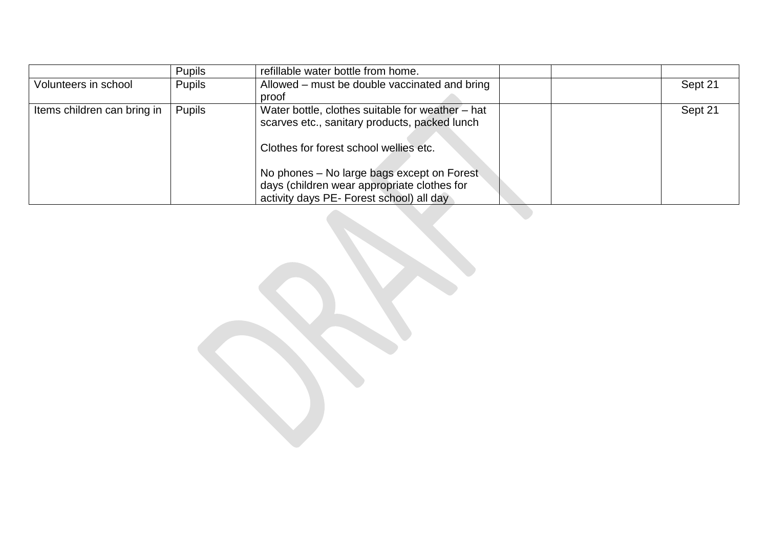| | | | | | |
|---|---|---|---|---|---|
| | Pupils | refillable water bottle from home. | | | |
| Volunteers in school | Pupils | Allowed – must be double vaccinated and bring proof | | | Sept 21 |
| Items children can bring in | Pupils | Water bottle, clothes suitable for weather – hat scarves etc., sanitary products, packed lunch<br><br>Clothes for forest school wellies etc.<br><br>No phones – No large bags except on Forest days (children wear appropriate clothes for activity days PE- Forest school) all day | | | Sept 21 |

DRAFT